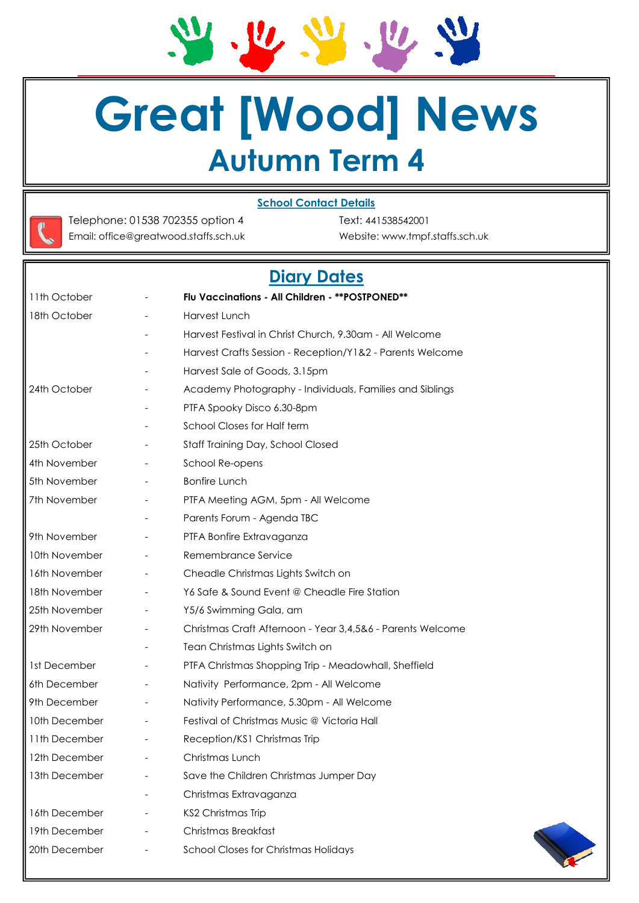# Great [Wood] News

## Autumn Term 4

**School Contact Details**

Telephone: 01538 702355 option 4
Email: office@greatwood.staffs.sch.uk
Text: 441538542001
Website: www.tmpf.staffs.sch.uk

## Diary Dates

| | | |
|---|---|---|
| 11th October | - | **Flu Vaccinations - All Children - **POSTPONED**** |
| 18th October | - | Harvest Lunch |
| | - | Harvest Festival in Christ Church, 9.30am - All Welcome |
| | - | Harvest Crafts Session - Reception/Y1&2 - Parents Welcome |
| | - | Harvest Sale of Goods, 3.15pm |
| 24th October | - | Academy Photography - Individuals, Families and Siblings |
| | - | PTFA Spooky Disco 6.30-8pm |
| | - | School Closes for Half term |
| 25th October | - | Staff Training Day, School Closed |
| 4th November | - | School Re-opens |
| 5th November | - | Bonfire Lunch |
| 7th November | - | PTFA Meeting AGM, 5pm - All Welcome |
| | - | Parents Forum - Agenda TBC |
| 9th November | - | PTFA Bonfire Extravaganza |
| 10th November | - | Remembrance Service |
| 16th November | - | Cheadle Christmas Lights Switch on |
| 18th November | - | Y6 Safe & Sound Event @ Cheadle Fire Station |
| 25th November | - | Y5/6 Swimming Gala, am |
| 29th November | - | Christmas Craft Afternoon - Year 3,4,5&6 - Parents Welcome |
| | - | Tean Christmas Lights Switch on |
| 1st December | - | PTFA Christmas Shopping Trip - Meadowhall, Sheffield |
| 6th December | - | Nativity Performance, 2pm - All Welcome |
| 9th December | - | Nativity Performance, 5.30pm - All Welcome |
| 10th December | - | Festival of Christmas Music @ Victoria Hall |
| 11th December | - | Reception/KS1 Christmas Trip |
| 12th December | - | Christmas Lunch |
| 13th December | - | Save the Children Christmas Jumper Day |
| | - | Christmas Extravaganza |
| 16th December | - | KS2 Christmas Trip |
| 19th December | - | Christmas Breakfast |
| 20th December | - | School Closes for Christmas Holidays |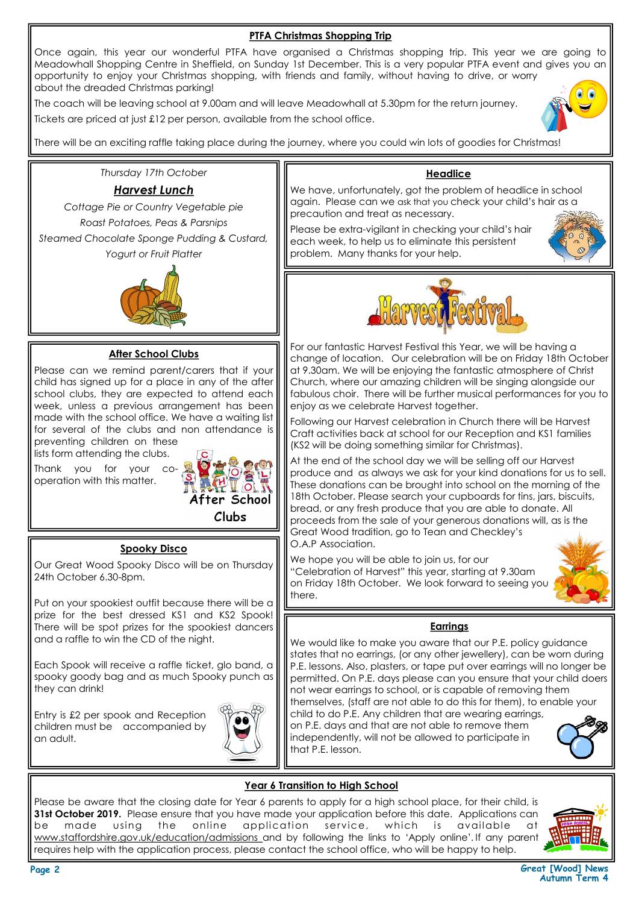## PTFA Christmas Shopping Trip

Once again, this year our wonderful PTFA have organised a Christmas shopping trip. This year we are going to Meadowhall Shopping Centre in Sheffield, on Sunday 1st December. This is a very popular PTFA event and gives you an opportunity to enjoy your Christmas shopping, with friends and family, without having to drive, or worry about the dreaded Christmas parking!

The coach will be leaving school at 9.00am and will leave Meadowhall at 5.30pm for the return journey.

Tickets are priced at just £12 per person, available from the school office.

There will be an exciting raffle taking place during the journey, where you could win lots of goodies for Christmas!

*Thursday 17th October*

## ***Harvest Lunch***

*Cottage Pie or Country Vegetable pie*

*Roast Potatoes, Peas & Parsnips*

*Steamed Chocolate Sponge Pudding & Custard,*

*Yogurt or Fruit Platter*

## After School Clubs

Please can we remind parent/carers that if your child has signed up for a place in any of the after school clubs, they are expected to attend each week, unless a previous arrangement has been made with the school office. We have a waiting list for several of the clubs and non attendance is preventing children on these lists form attending the clubs.

Thank you for your co-operation with this matter.

## Spooky Disco

Our Great Wood Spooky Disco will be on Thursday 24th October 6.30-8pm.

Put on your spookiest outfit because there will be a prize for the best dressed KS1 and KS2 Spook! There will be spot prizes for the spookiest dancers and a raffle to win the CD of the night.

Each Spook will receive a raffle ticket, glo band, a spooky goody bag and as much Spooky punch as they can drink!

Entry is £2 per spook and Reception children must be accompanied by an adult.

## Headlice

We have, unfortunately, got the problem of headlice in school again. Please can we ask that you check your child's hair as a precaution and treat as necessary.

Please be extra-vigilant in checking your child's hair each week, to help us to eliminate this persistent problem. Many thanks for your help.

## Harvest Festival

For our fantastic Harvest Festival this Year, we will be having a change of location. Our celebration will be on Friday 18th October at 9.30am. We will be enjoying the fantastic atmosphere of Christ Church, where our amazing children will be singing alongside our fabulous choir. There will be further musical performances for you to enjoy as we celebrate Harvest together.

Following our Harvest celebration in Church there will be Harvest Craft activities back at school for our Reception and KS1 families (KS2 will be doing something similar for Christmas).

At the end of the school day we will be selling off our Harvest produce and as always we ask for your kind donations for us to sell. These donations can be brought into school on the morning of the 18th October. Please search your cupboards for tins, jars, biscuits, bread, or any fresh produce that you are able to donate. All proceeds from the sale of your generous donations will, as is the Great Wood tradition, go to Tean and Checkley's O.A.P Association.

We hope you will be able to join us, for our "Celebration of Harvest" this year, starting at 9.30am on Friday 18th October. We look forward to seeing you there.

## Earrings

We would like to make you aware that our P.E. policy guidance states that no earrings, (or any other jewellery), can be worn during P.E. lessons. Also, plasters, or tape put over earrings will no longer be permitted. On P.E. days please can you ensure that your child doers not wear earrings to school, or is capable of removing them themselves, (staff are not able to do this for them), to enable your child to do P.E. Any children that are wearing earrings, on P.E. days and that are not able to remove them independently, will not be allowed to participate in that P.E. lesson.

## Year 6 Transition to High School

Please be aware that the closing date for Year 6 parents to apply for a high school place, for their child, is **31st October 2019.** Please ensure that you have made your application before this date. Applications can be made using the online application service, which is available at www.staffordshire.gov.uk/education/admissions and by following the links to 'Apply online'. If any parent requires help with the application process, please contact the school office, who will be happy to help.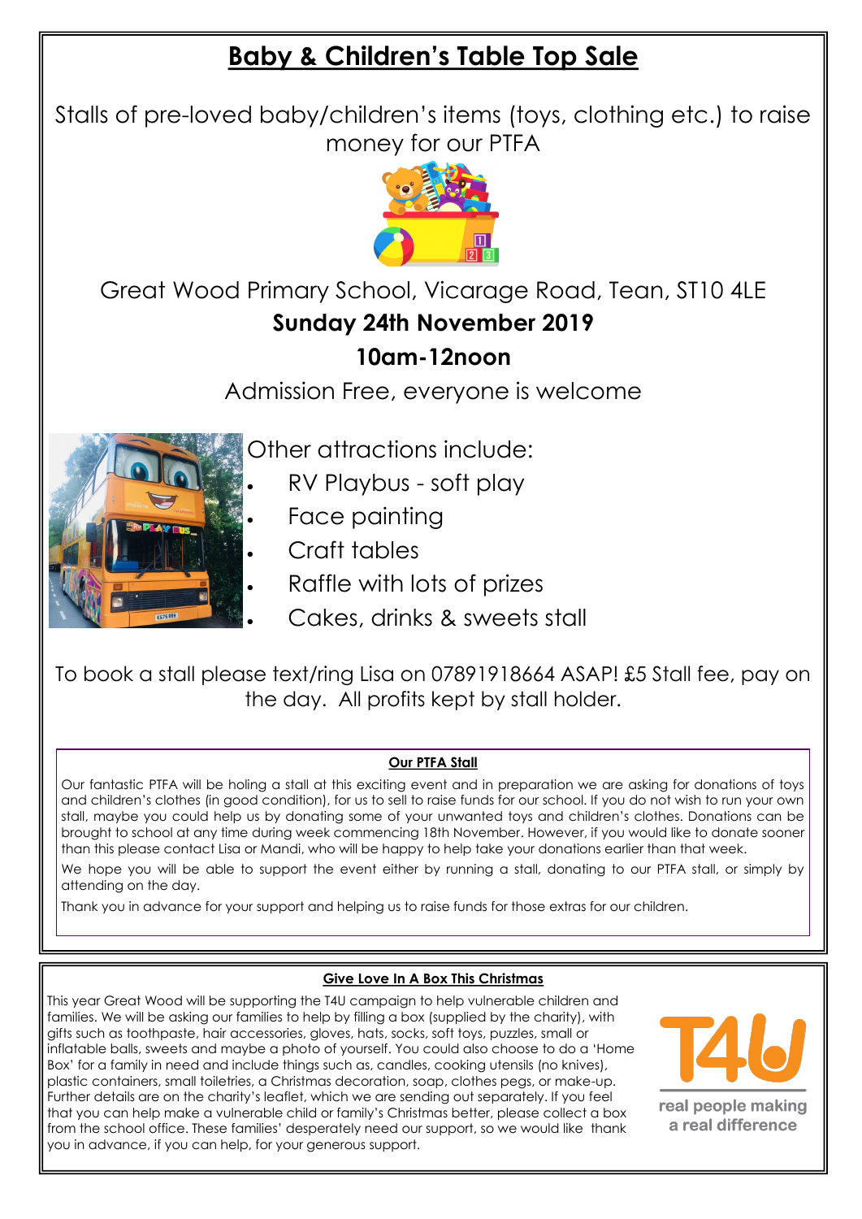# Baby & Children's Table Top Sale

Stalls of pre-loved baby/children's items (toys, clothing etc.) to raise money for our PTFA

Great Wood Primary School, Vicarage Road, Tean, ST10 4LE

**Sunday 24th November 2019**

**10am-12noon**

Admission Free, everyone is welcome

Other attractions include:

- RV Playbus - soft play
- Face painting
- Craft tables
- Raffle with lots of prizes
- Cakes, drinks & sweets stall

To book a stall please text/ring Lisa on 07891918664 ASAP! £5 Stall fee, pay on the day. All profits kept by stall holder.

## Our PTFA Stall

Our fantastic PTFA will be holing a stall at this exciting event and in preparation we are asking for donations of toys and children's clothes (in good condition), for us to sell to raise funds for our school. If you do not wish to run your own stall, maybe you could help us by donating some of your unwanted toys and children's clothes. Donations can be brought to school at any time during week commencing 18th November. However, if you would like to donate sooner than this please contact Lisa or Mandi, who will be happy to help take your donations earlier than that week.

We hope you will be able to support the event either by running a stall, donating to our PTFA stall, or simply by attending on the day.

Thank you in advance for your support and helping us to raise funds for those extras for our children.

## Give Love In A Box This Christmas

This year Great Wood will be supporting the T4U campaign to help vulnerable children and families. We will be asking our families to help by filling a box (supplied by the charity), with gifts such as toothpaste, hair accessories, gloves, hats, socks, soft toys, puzzles, small or inflatable balls, sweets and maybe a photo of yourself. You could also choose to do a 'Home Box' for a family in need and include things such as, candles, cooking utensils (no knives), plastic containers, small toiletries, a Christmas decoration, soap, clothes pegs, or make-up. Further details are on the charity's leaflet, which we are sending out separately. If you feel that you can help make a vulnerable child or family's Christmas better, please collect a box from the school office. These families' desperately need our support, so we would like thank you in advance, if you can help, for your generous support.

T4U

real people making a real difference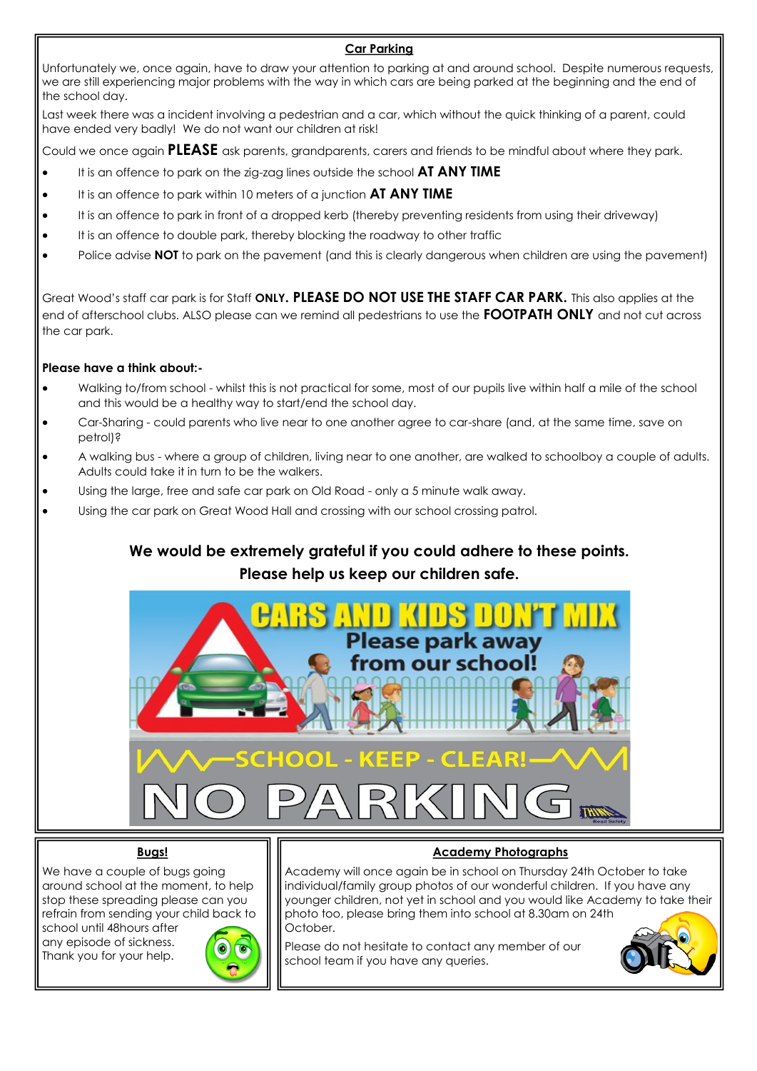## Car Parking

Unfortunately we, once again, have to draw your attention to parking at and around school. Despite numerous requests, we are still experiencing major problems with the way in which cars are being parked at the beginning and the end of the school day.

Last week there was a incident involving a pedestrian and a car, which without the quick thinking of a parent, could have ended very badly! We do not want our children at risk!

Could we once again **PLEASE** ask parents, grandparents, carers and friends to be mindful about where they park.

- It is an offence to park on the zig-zag lines outside the school **AT ANY TIME**
- It is an offence to park within 10 meters of a junction **AT ANY TIME**
- It is an offence to park in front of a dropped kerb (thereby preventing residents from using their driveway)
- It is an offence to double park, thereby blocking the roadway to other traffic
- Police advise **NOT** to park on the pavement (and this is clearly dangerous when children are using the pavement)

Great Wood's staff car park is for Staff **ONLY. PLEASE DO NOT USE THE STAFF CAR PARK.** This also applies at the end of afterschool clubs. ALSO please can we remind all pedestrians to use the **FOOTPATH ONLY** and not cut across the car park.

**Please have a think about:-**

- Walking to/from school - whilst this is not practical for some, most of our pupils live within half a mile of the school and this would be a healthy way to start/end the school day.
- Car-Sharing - could parents who live near to one another agree to car-share (and, at the same time, save on petrol)?
- A walking bus - where a group of children, living near to one another, are walked to schoolboy a couple of adults. Adults could take it in turn to be the walkers.
- Using the large, free and safe car park on Old Road - only a 5 minute walk away.
- Using the car park on Great Wood Hall and crossing with our school crossing patrol.

**We would be extremely grateful if you could adhere to these points.**
**Please help us keep our children safe.**

CARS AND KIDS DON'T MIX
Please park away from our school!
SCHOOL - KEEP - CLEAR!
NO PARKING

## Bugs!

We have a couple of bugs going around school at the moment, to help stop these spreading please can you refrain from sending your child back to school until 48hours after any episode of sickness.
Thank you for your help.

## Academy Photographs

Academy will once again be in school on Thursday 24th October to take individual/family group photos of our wonderful children. If you have any younger children, not yet in school and you would like Academy to take their photo too, please bring them into school at 8.30am on 24th October.

Please do not hesitate to contact any member of our school team if you have any queries.